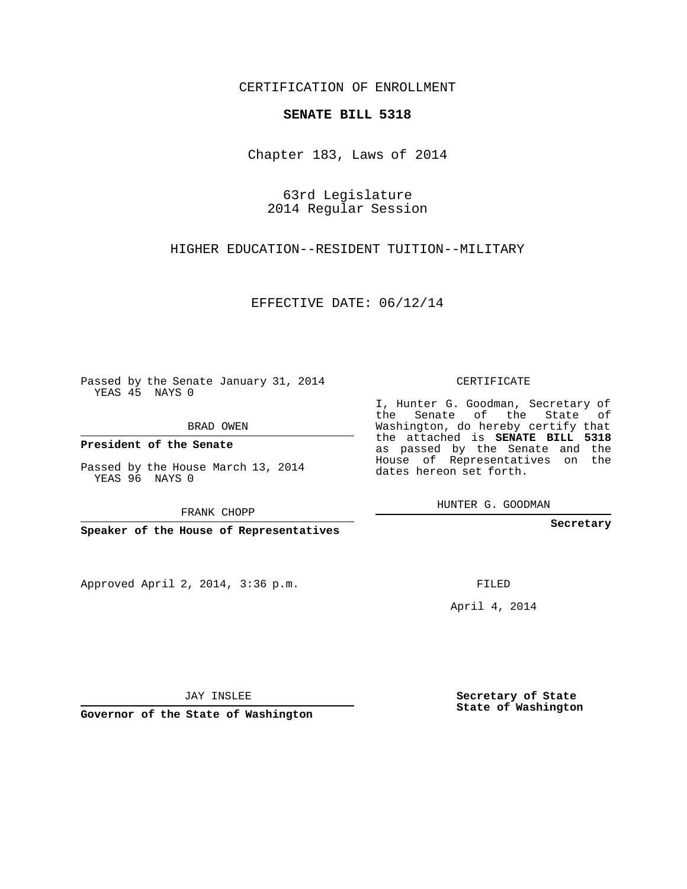CERTIFICATION OF ENROLLMENT

**SENATE BILL 5318**

Chapter 183, Laws of 2014

63rd Legislature
2014 Regular Session

HIGHER EDUCATION--RESIDENT TUITION--MILITARY

EFFECTIVE DATE: 06/12/14

Passed by the Senate January 31, 2014
YEAS 45 NAYS 0

BRAD OWEN

**President of the Senate**

Passed by the House March 13, 2014
YEAS 96 NAYS 0

FRANK CHOPP

**Speaker of the House of Representatives**

CERTIFICATE

I, Hunter G. Goodman, Secretary of the Senate of the State of Washington, do hereby certify that the attached is **SENATE BILL 5318** as passed by the Senate and the House of Representatives on the dates hereon set forth.

HUNTER G. GOODMAN

**Secretary**

Approved April 2, 2014, 3:36 p.m.

FILED

April 4, 2014

JAY INSLEE

**Governor of the State of Washington**

**Secretary of State**
**State of Washington**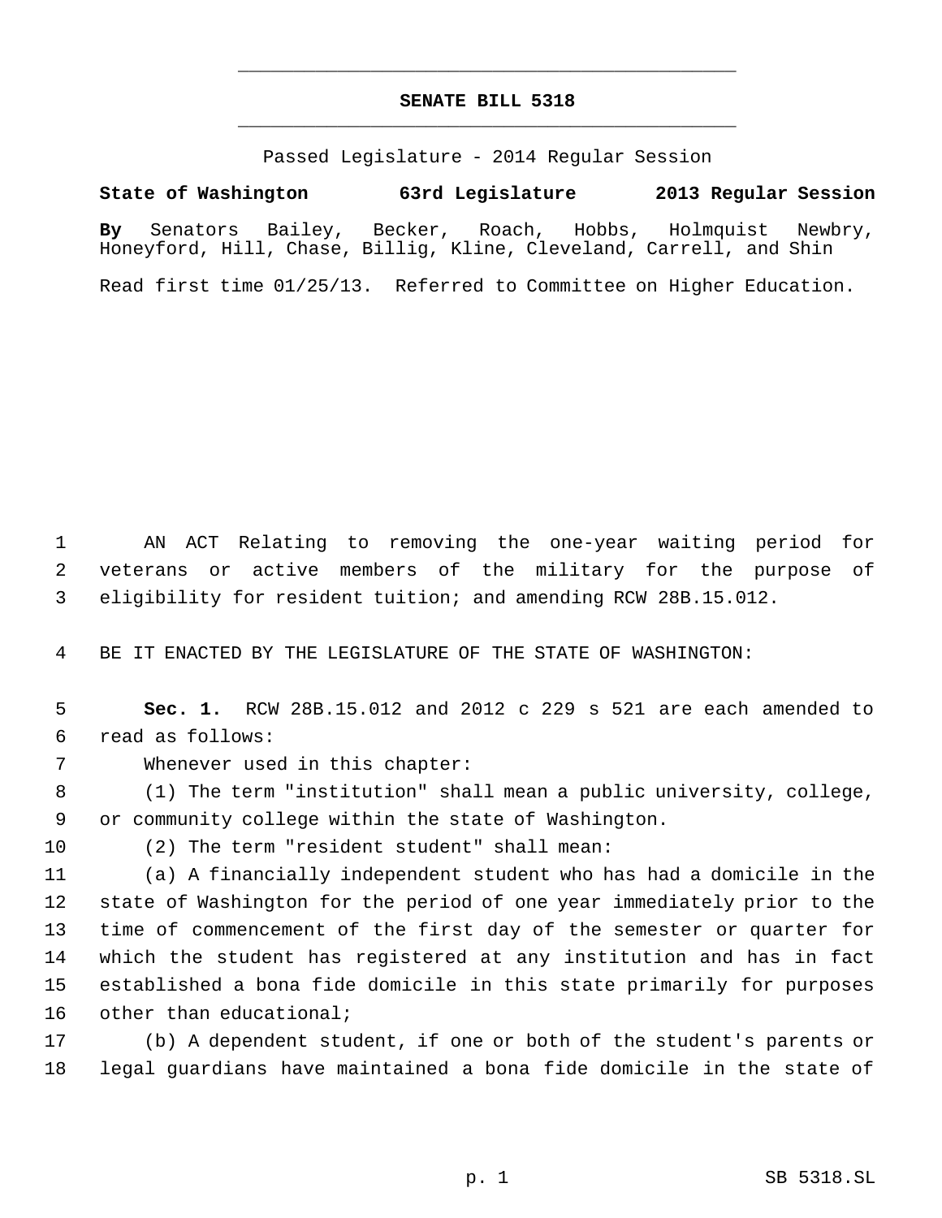# SENATE BILL 5318

Passed Legislature - 2014 Regular Session

**State of Washington 63rd Legislature 2013 Regular Session**

**By** Senators Bailey, Becker, Roach, Hobbs, Holmquist Newbry, Honeyford, Hill, Chase, Billig, Kline, Cleveland, Carrell, and Shin

Read first time 01/25/13. Referred to Committee on Higher Education.

AN ACT Relating to removing the one-year waiting period for veterans or active members of the military for the purpose of eligibility for resident tuition; and amending RCW 28B.15.012.

BE IT ENACTED BY THE LEGISLATURE OF THE STATE OF WASHINGTON:

**Sec. 1.** RCW 28B.15.012 and 2012 c 229 s 521 are each amended to read as follows:

Whenever used in this chapter:

(1) The term "institution" shall mean a public university, college, or community college within the state of Washington.

(2) The term "resident student" shall mean:

(a) A financially independent student who has had a domicile in the state of Washington for the period of one year immediately prior to the time of commencement of the first day of the semester or quarter for which the student has registered at any institution and has in fact established a bona fide domicile in this state primarily for purposes other than educational;

(b) A dependent student, if one or both of the student's parents or legal guardians have maintained a bona fide domicile in the state of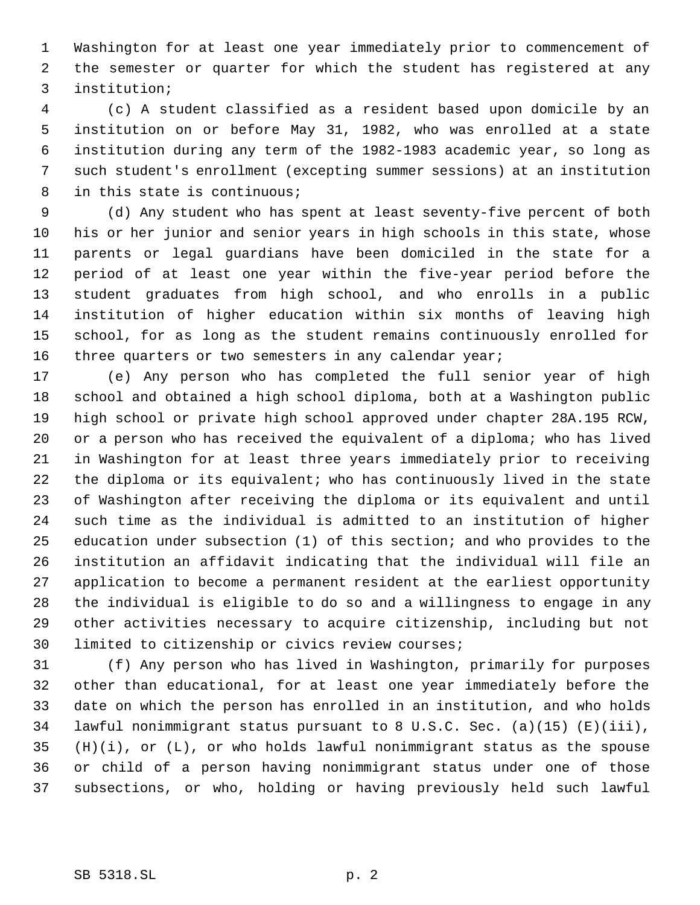Washington for at least one year immediately prior to commencement of the semester or quarter for which the student has registered at any institution;

(c) A student classified as a resident based upon domicile by an institution on or before May 31, 1982, who was enrolled at a state institution during any term of the 1982-1983 academic year, so long as such student's enrollment (excepting summer sessions) at an institution in this state is continuous;

(d) Any student who has spent at least seventy-five percent of both his or her junior and senior years in high schools in this state, whose parents or legal guardians have been domiciled in the state for a period of at least one year within the five-year period before the student graduates from high school, and who enrolls in a public institution of higher education within six months of leaving high school, for as long as the student remains continuously enrolled for three quarters or two semesters in any calendar year;

(e) Any person who has completed the full senior year of high school and obtained a high school diploma, both at a Washington public high school or private high school approved under chapter 28A.195 RCW, or a person who has received the equivalent of a diploma; who has lived in Washington for at least three years immediately prior to receiving the diploma or its equivalent; who has continuously lived in the state of Washington after receiving the diploma or its equivalent and until such time as the individual is admitted to an institution of higher education under subsection (1) of this section; and who provides to the institution an affidavit indicating that the individual will file an application to become a permanent resident at the earliest opportunity the individual is eligible to do so and a willingness to engage in any other activities necessary to acquire citizenship, including but not limited to citizenship or civics review courses;

(f) Any person who has lived in Washington, primarily for purposes other than educational, for at least one year immediately before the date on which the person has enrolled in an institution, and who holds lawful nonimmigrant status pursuant to 8 U.S.C. Sec. (a)(15) (E)(iii), (H)(i), or (L), or who holds lawful nonimmigrant status as the spouse or child of a person having nonimmigrant status under one of those subsections, or who, holding or having previously held such lawful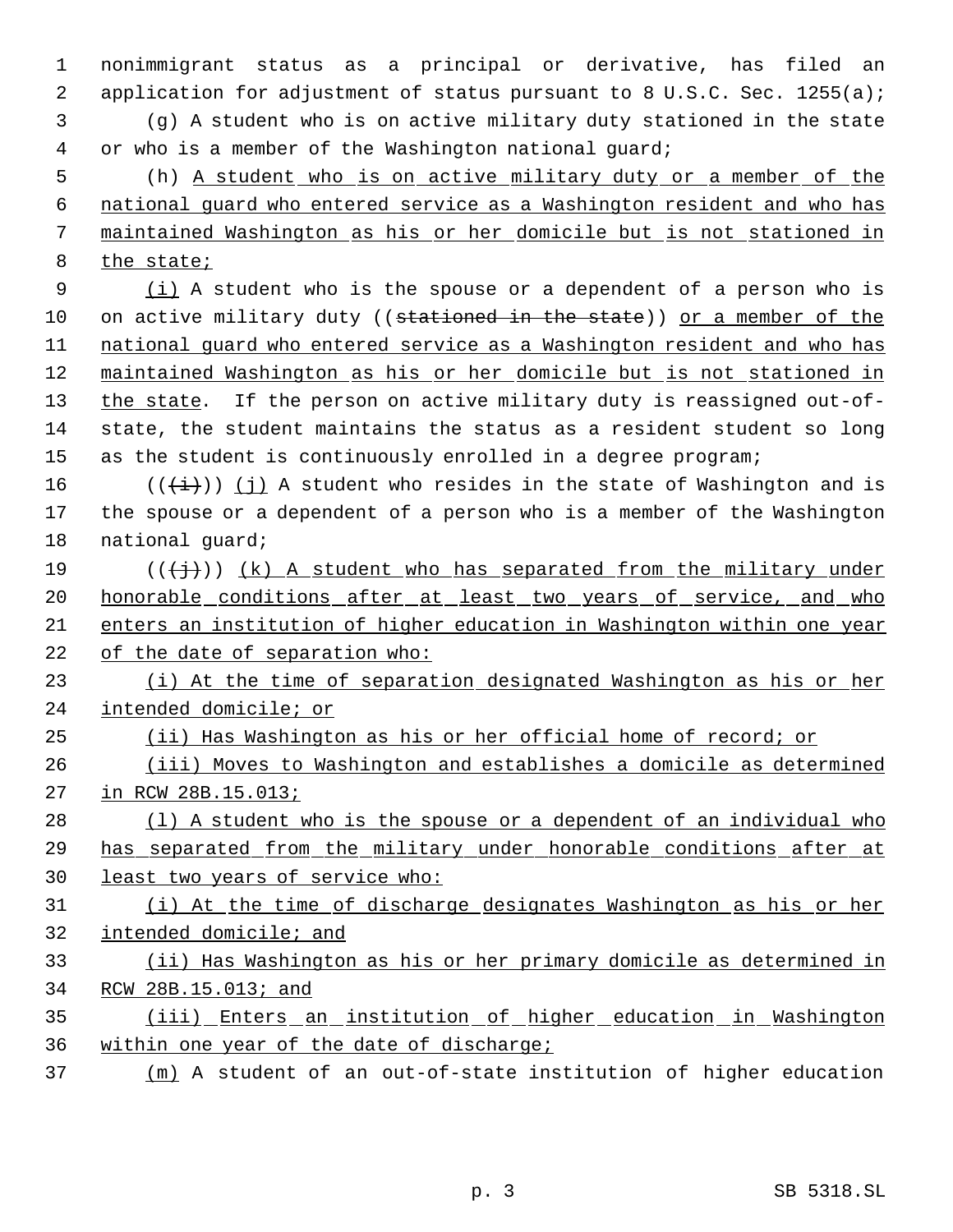nonimmigrant status as a principal or derivative, has filed an application for adjustment of status pursuant to 8 U.S.C. Sec. 1255(a);

(g) A student who is on active military duty stationed in the state or who is a member of the Washington national guard;

(h) A student who is on active military duty or a member of the national guard who entered service as a Washington resident and who has maintained Washington as his or her domicile but is not stationed in the state;

(i) A student who is the spouse or a dependent of a person who is on active military duty ((~~stationed in the state~~)) or a member of the national guard who entered service as a Washington resident and who has maintained Washington as his or her domicile but is not stationed in the state. If the person on active military duty is reassigned out-of-state, the student maintains the status as a resident student so long as the student is continuously enrolled in a degree program;

((~~(i)~~)) (j) A student who resides in the state of Washington and is the spouse or a dependent of a person who is a member of the Washington national guard;

((~~(j)~~)) (k) A student who has separated from the military under honorable conditions after at least two years of service, and who enters an institution of higher education in Washington within one year of the date of separation who:

(i) At the time of separation designated Washington as his or her intended domicile; or

(ii) Has Washington as his or her official home of record; or

(iii) Moves to Washington and establishes a domicile as determined in RCW 28B.15.013;

(l) A student who is the spouse or a dependent of an individual who has separated from the military under honorable conditions after at least two years of service who:

(i) At the time of discharge designates Washington as his or her intended domicile; and

(ii) Has Washington as his or her primary domicile as determined in RCW 28B.15.013; and

(iii) Enters an institution of higher education in Washington within one year of the date of discharge;

(m) A student of an out-of-state institution of higher education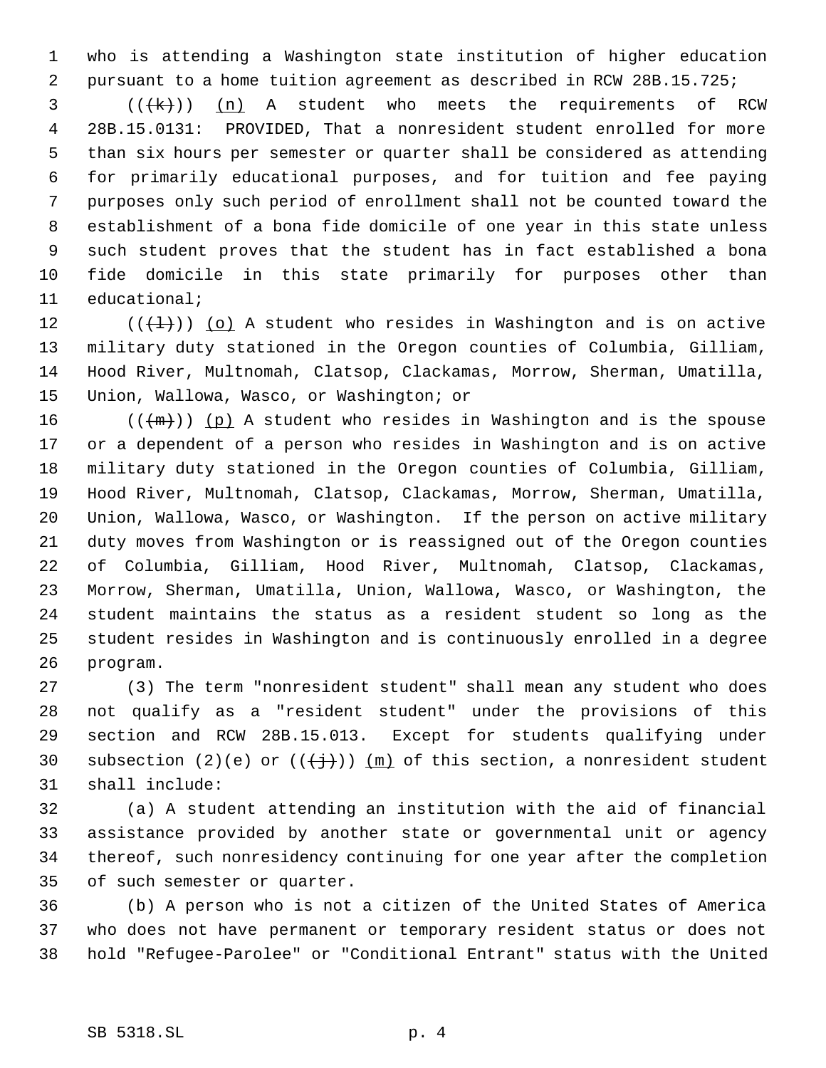who is attending a Washington state institution of higher education pursuant to a home tuition agreement as described in RCW 28B.15.725;

(((~~k~~))) <u>(n)</u> A student who meets the requirements of RCW 28B.15.0131: PROVIDED, That a nonresident student enrolled for more than six hours per semester or quarter shall be considered as attending for primarily educational purposes, and for tuition and fee paying purposes only such period of enrollment shall not be counted toward the establishment of a bona fide domicile of one year in this state unless such student proves that the student has in fact established a bona fide domicile in this state primarily for purposes other than educational;

(((~~l~~))) <u>(o)</u> A student who resides in Washington and is on active military duty stationed in the Oregon counties of Columbia, Gilliam, Hood River, Multnomah, Clatsop, Clackamas, Morrow, Sherman, Umatilla, Union, Wallowa, Wasco, or Washington; or

(((~~m~~))) <u>(p)</u> A student who resides in Washington and is the spouse or a dependent of a person who resides in Washington and is on active military duty stationed in the Oregon counties of Columbia, Gilliam, Hood River, Multnomah, Clatsop, Clackamas, Morrow, Sherman, Umatilla, Union, Wallowa, Wasco, or Washington. If the person on active military duty moves from Washington or is reassigned out of the Oregon counties of Columbia, Gilliam, Hood River, Multnomah, Clatsop, Clackamas, Morrow, Sherman, Umatilla, Union, Wallowa, Wasco, or Washington, the student maintains the status as a resident student so long as the student resides in Washington and is continuously enrolled in a degree program.

(3) The term "nonresident student" shall mean any student who does not qualify as a "resident student" under the provisions of this section and RCW 28B.15.013. Except for students qualifying under subsection (2)(e) or (((~~j~~))) <u>(m)</u> of this section, a nonresident student shall include:

(a) A student attending an institution with the aid of financial assistance provided by another state or governmental unit or agency thereof, such nonresidency continuing for one year after the completion of such semester or quarter.

(b) A person who is not a citizen of the United States of America who does not have permanent or temporary resident status or does not hold "Refugee-Parolee" or "Conditional Entrant" status with the United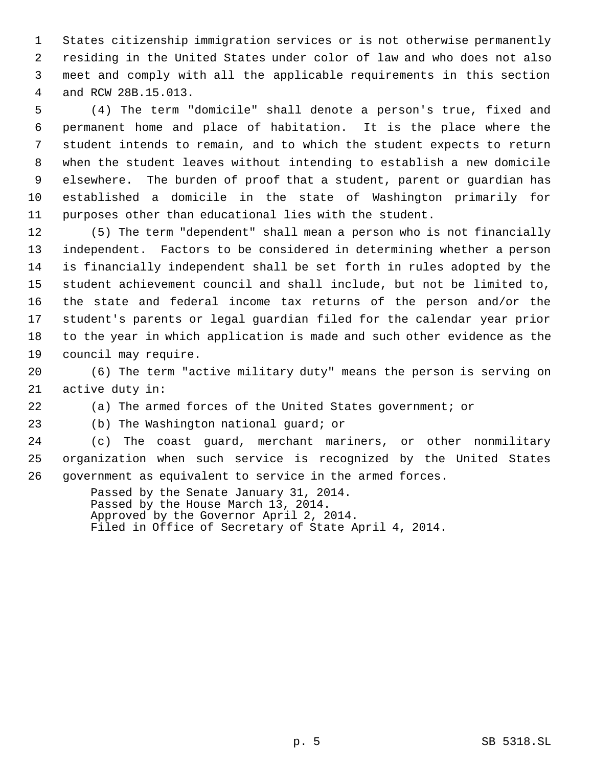States citizenship immigration services or is not otherwise permanently residing in the United States under color of law and who does not also meet and comply with all the applicable requirements in this section and RCW 28B.15.013.

(4) The term "domicile" shall denote a person's true, fixed and permanent home and place of habitation. It is the place where the student intends to remain, and to which the student expects to return when the student leaves without intending to establish a new domicile elsewhere. The burden of proof that a student, parent or guardian has established a domicile in the state of Washington primarily for purposes other than educational lies with the student.

(5) The term "dependent" shall mean a person who is not financially independent. Factors to be considered in determining whether a person is financially independent shall be set forth in rules adopted by the student achievement council and shall include, but not be limited to, the state and federal income tax returns of the person and/or the student's parents or legal guardian filed for the calendar year prior to the year in which application is made and such other evidence as the council may require.

(6) The term "active military duty" means the person is serving on active duty in:

(a) The armed forces of the United States government; or

(b) The Washington national guard; or

(c) The coast guard, merchant mariners, or other nonmilitary organization when such service is recognized by the United States government as equivalent to service in the armed forces.

Passed by the Senate January 31, 2014.
Passed by the House March 13, 2014.
Approved by the Governor April 2, 2014.
Filed in Office of Secretary of State April 4, 2014.